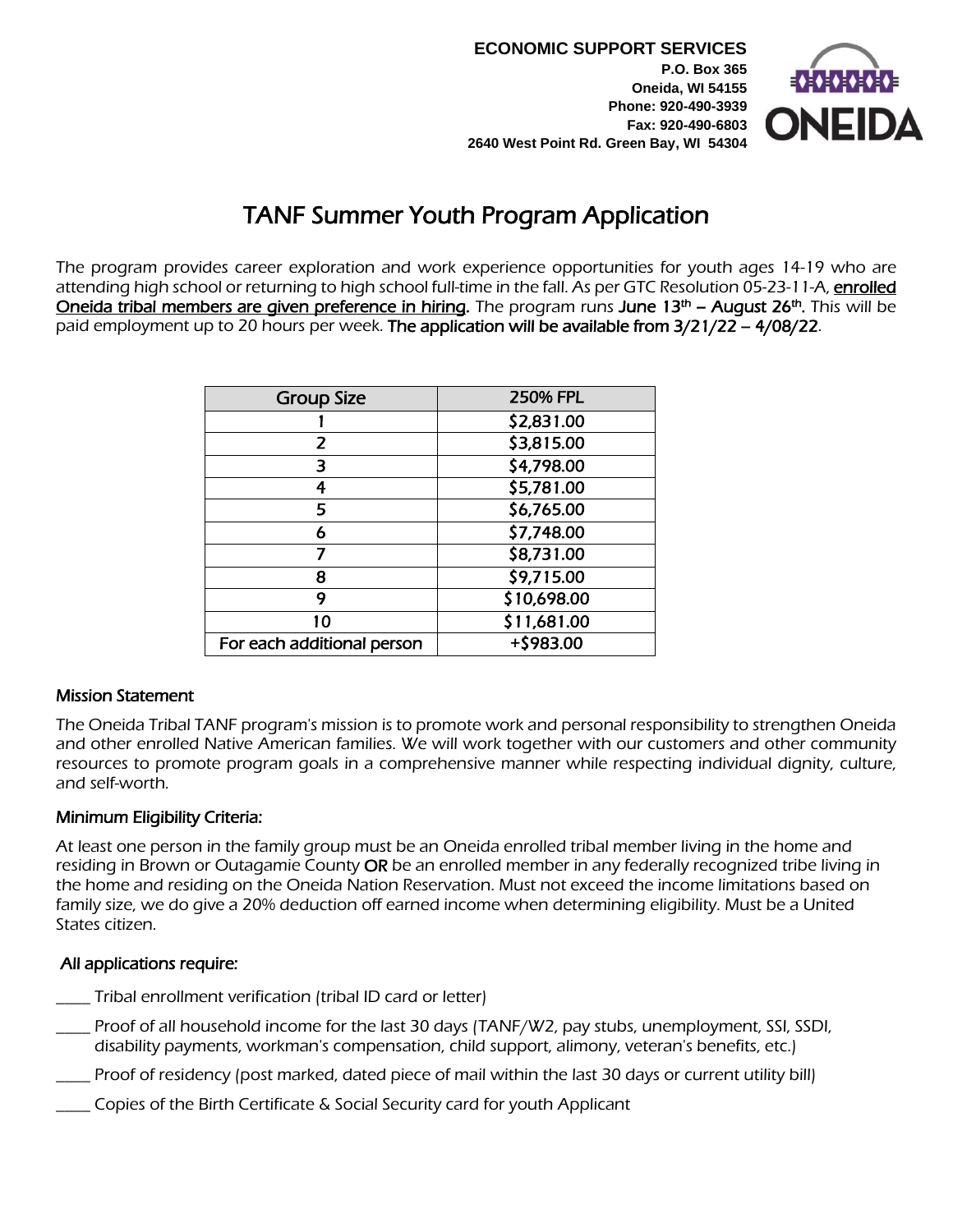**ECONOMIC SUPPORT SERVICES**
**P.O. Box 365**
**Oneida, WI 54155**
**Phone: 920-490-3939**
**Fax: 920-490-6803**
**2640 West Point Rd. Green Bay, WI 54304**

ONEIDA

# TANF Summer Youth Program Application

The program provides career exploration and work experience opportunities for youth ages 14-19 who are attending high school or returning to high school full-time in the fall. As per GTC Resolution 05-23-11-A, **enrolled Oneida tribal members are given preference in hiring.** The program runs **June 13th – August 26th**. This will be paid employment up to 20 hours per week. **The application will be available from 3/21/22 – 4/08/22**.

| Group Size | 250% FPL |
|---|---|
| 1 | $2,831.00 |
| 2 | $3,815.00 |
| 3 | $4,798.00 |
| 4 | $5,781.00 |
| 5 | $6,765.00 |
| 6 | $7,748.00 |
| 7 | $8,731.00 |
| 8 | $9,715.00 |
| 9 | $10,698.00 |
| 10 | $11,681.00 |
| For each additional person | +$983.00 |

## Mission Statement

The Oneida Tribal TANF program's mission is to promote work and personal responsibility to strengthen Oneida and other enrolled Native American families. We will work together with our customers and other community resources to promote program goals in a comprehensive manner while respecting individual dignity, culture, and self-worth.

## Minimum Eligibility Criteria:

At least one person in the family group must be an Oneida enrolled tribal member living in the home and residing in Brown or Outagamie County **OR** be an enrolled member in any federally recognized tribe living in the home and residing on the Oneida Nation Reservation. Must not exceed the income limitations based on family size, we do give a 20% deduction off earned income when determining eligibility. Must be a United States citizen.

## All applications require:

____ Tribal enrollment verification (tribal ID card or letter)

____ Proof of all household income for the last 30 days (TANF/W2, pay stubs, unemployment, SSI, SSDI, disability payments, workman's compensation, child support, alimony, veteran's benefits, etc.)

____ Proof of residency (post marked, dated piece of mail within the last 30 days or current utility bill)

____ Copies of the Birth Certificate & Social Security card for youth Applicant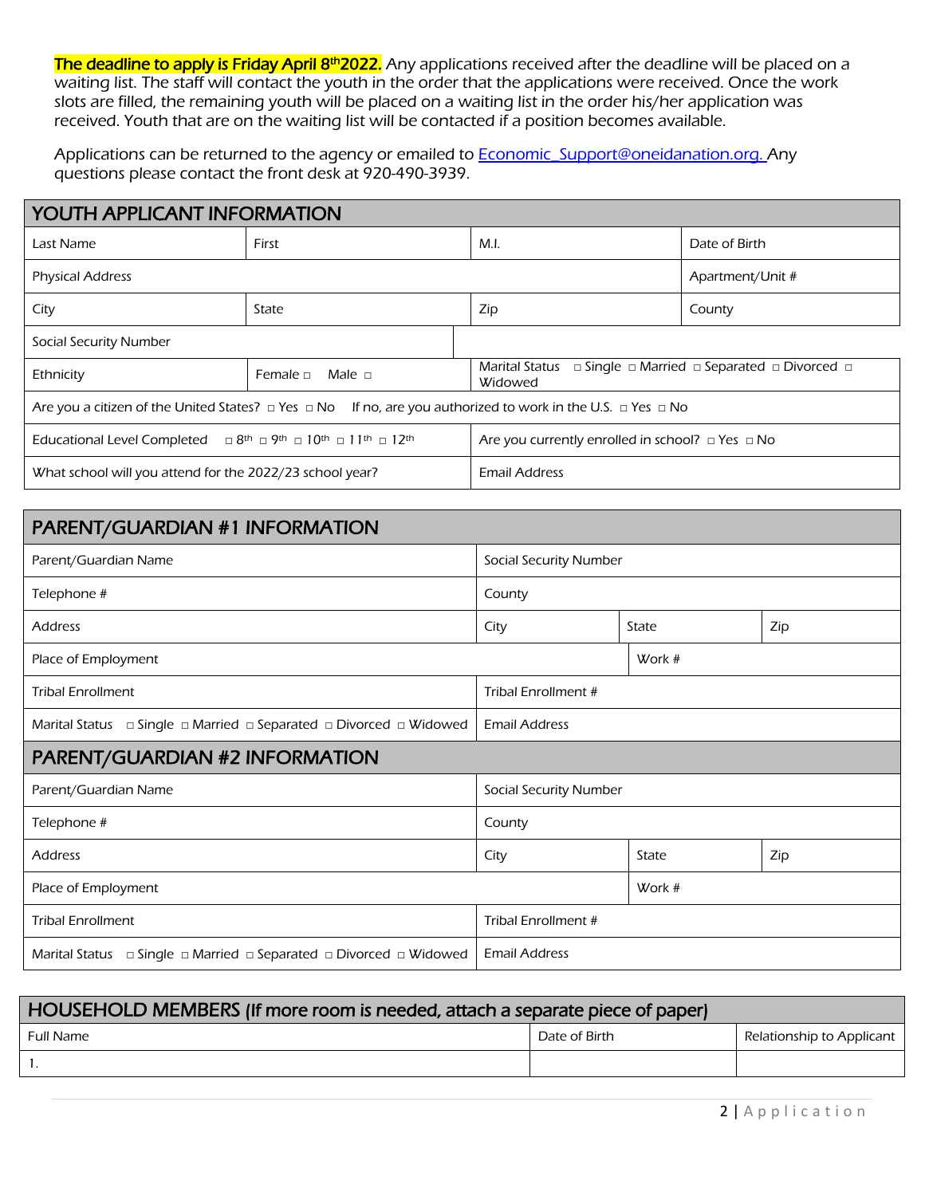**The deadline to apply is Friday April 8th 2022.** Any applications received after the deadline will be placed on a waiting list. The staff will contact the youth in the order that the applications were received. Once the work slots are filled, the remaining youth will be placed on a waiting list in the order his/her application was received. Youth that are on the waiting list will be contacted if a position becomes available.

Applications can be returned to the agency or emailed to Economic_Support@oneidanation.org. Any questions please contact the front desk at 920-490-3939.

| YOUTH APPLICANT INFORMATION | | | |
|---|---|---|---|
| Last Name | First | M.I. | Date of Birth |
| Physical Address | | | Apartment/Unit # |
| City | State | Zip | County |
| Social Security Number | | | |
| Ethnicity | Female □ Male □ | Marital Status □ Single □ Married □ Separated □ Divorced □ Widowed | |
| Are you a citizen of the United States? □ Yes □ No If no, are you authorized to work in the U.S. □ Yes □ No | | | |
| Educational Level Completed □ 8th □ 9th □ 10th □ 11th □ 12th | | Are you currently enrolled in school? □ Yes □ No | |
| What school will you attend for the 2022/23 school year? | | Email Address | |

| PARENT/GUARDIAN #1 INFORMATION | | | |
|---|---|---|---|
| Parent/Guardian Name | Social Security Number | | |
| Telephone # | County | | |
| Address | City | State | Zip |
| Place of Employment | | Work # | |
| Tribal Enrollment | Tribal Enrollment # | | |
| Marital Status □ Single □ Married □ Separated □ Divorced □ Widowed | Email Address | | |

| PARENT/GUARDIAN #2 INFORMATION | | | |
|---|---|---|---|
| Parent/Guardian Name | Social Security Number | | |
| Telephone # | County | | |
| Address | City | State | Zip |
| Place of Employment | | Work # | |
| Tribal Enrollment | Tribal Enrollment # | | |
| Marital Status □ Single □ Married □ Separated □ Divorced □ Widowed | Email Address | | |

| HOUSEHOLD MEMBERS (If more room is needed, attach a separate piece of paper) | | |
|---|---|---|
| Full Name | Date of Birth | Relationship to Applicant |
| 1. | | |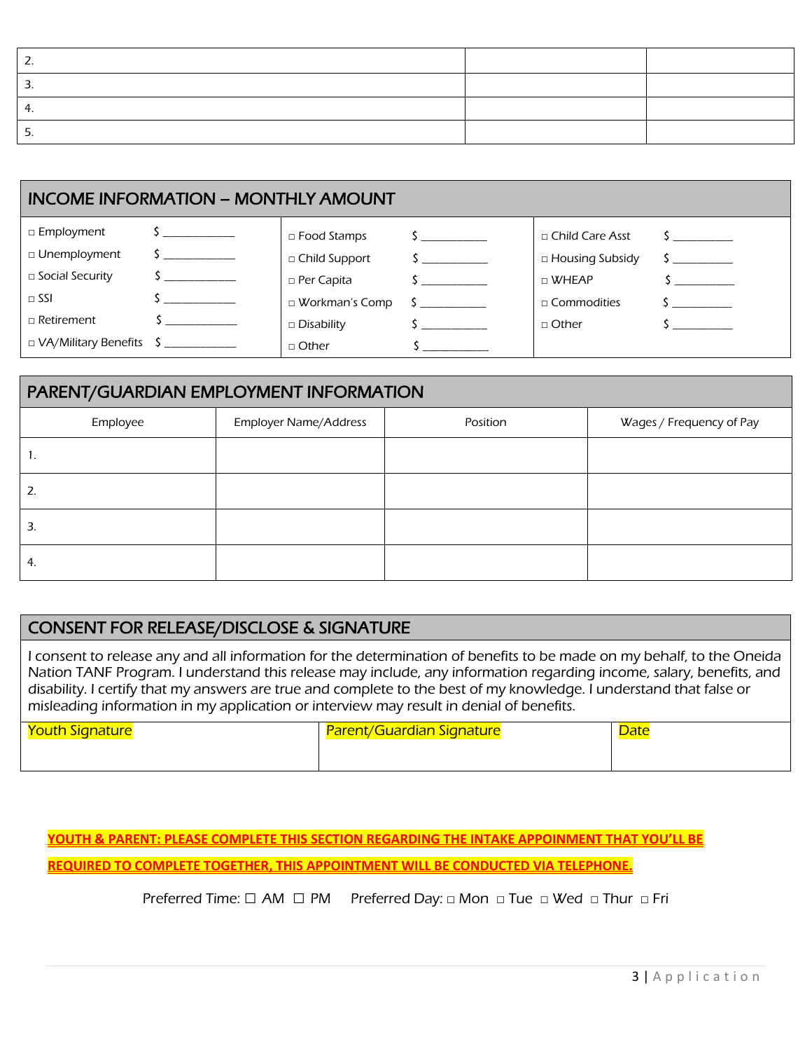| | | |
|---|---|---|
| 2. | | |
| 3. | | |
| 4. | | |
| 5. | | |

## INCOME INFORMATION – MONTHLY AMOUNT

| | | | | | |
|---|---|---|---|---|---|
| □ Employment | $ ___________ | □ Food Stamps | $ ___________ | □ Child Care Asst | $ __________ |
| □ Unemployment | $ ___________ | □ Child Support | $ ___________ | □ Housing Subsidy | $ __________ |
| □ Social Security | $ ___________ | □ Per Capita | $ ___________ | □ WHEAP | $ __________ |
| □ SSI | $ ___________ | □ Workman's Comp | $ ___________ | □ Commodities | $ __________ |
| □ Retirement | $ ___________ | □ Disability | $ ___________ | □ Other | $ __________ |
| □ VA/Military Benefits | $ ___________ | □ Other | $ ___________ | | |

## PARENT/GUARDIAN EMPLOYMENT INFORMATION

| Employee | Employer Name/Address | Position | Wages / Frequency of Pay |
|---|---|---|---|
| 1. | | | |
| 2. | | | |
| 3. | | | |
| 4. | | | |

## CONSENT FOR RELEASE/DISCLOSE & SIGNATURE

I consent to release any and all information for the determination of benefits to be made on my behalf, to the Oneida Nation TANF Program. I understand this release may include, any information regarding income, salary, benefits, and disability. I certify that my answers are true and complete to the best of my knowledge. I understand that false or misleading information in my application or interview may result in denial of benefits.

| Youth Signature | Parent/Guardian Signature | Date |
|---|---|---|
| | | |

**YOUTH & PARENT: PLEASE COMPLETE THIS SECTION REGARDING THE INTAKE APPOINMENT THAT YOU'LL BE REQUIRED TO COMPLETE TOGETHER, THIS APPOINTMENT WILL BE CONDUCTED VIA TELEPHONE.**

Preferred Time: ☐ AM ☐ PM Preferred Day: □ Mon □ Tue □ Wed □ Thur □ Fri